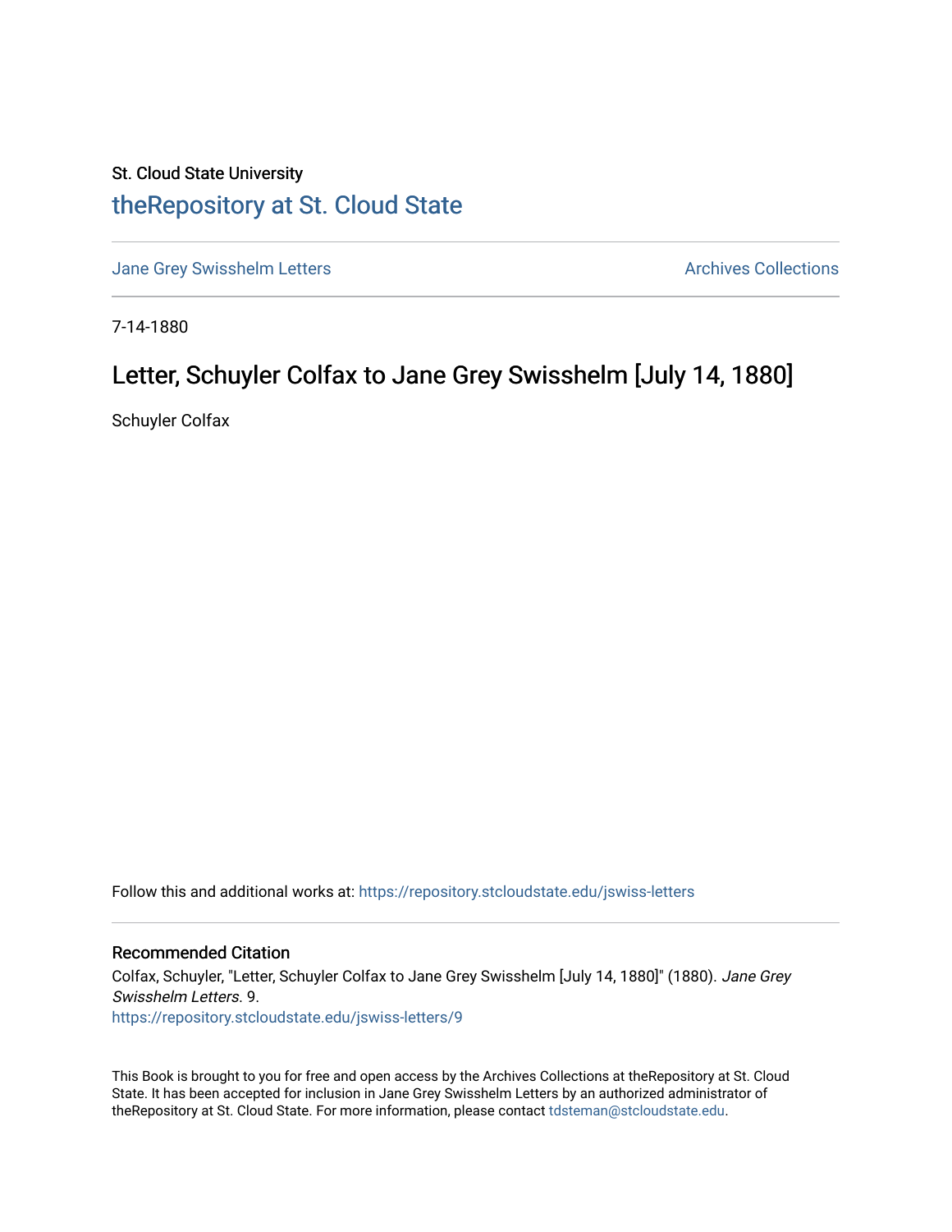St. Cloud State University

## theRepository at St. Cloud State

Jane Grey Swisshelm Letters

Archives Collections

7-14-1880

# Letter, Schuyler Colfax to Jane Grey Swisshelm [July 14, 1880]

Schuyler Colfax

Follow this and additional works at: https://repository.stcloudstate.edu/jswiss-letters

### Recommended Citation

Colfax, Schuyler, "Letter, Schuyler Colfax to Jane Grey Swisshelm [July 14, 1880]" (1880). *Jane Grey Swisshelm Letters*. 9.
https://repository.stcloudstate.edu/jswiss-letters/9

This Book is brought to you for free and open access by the Archives Collections at theRepository at St. Cloud State. It has been accepted for inclusion in Jane Grey Swisshelm Letters by an authorized administrator of theRepository at St. Cloud State. For more information, please contact tdsteman@stcloudstate.edu.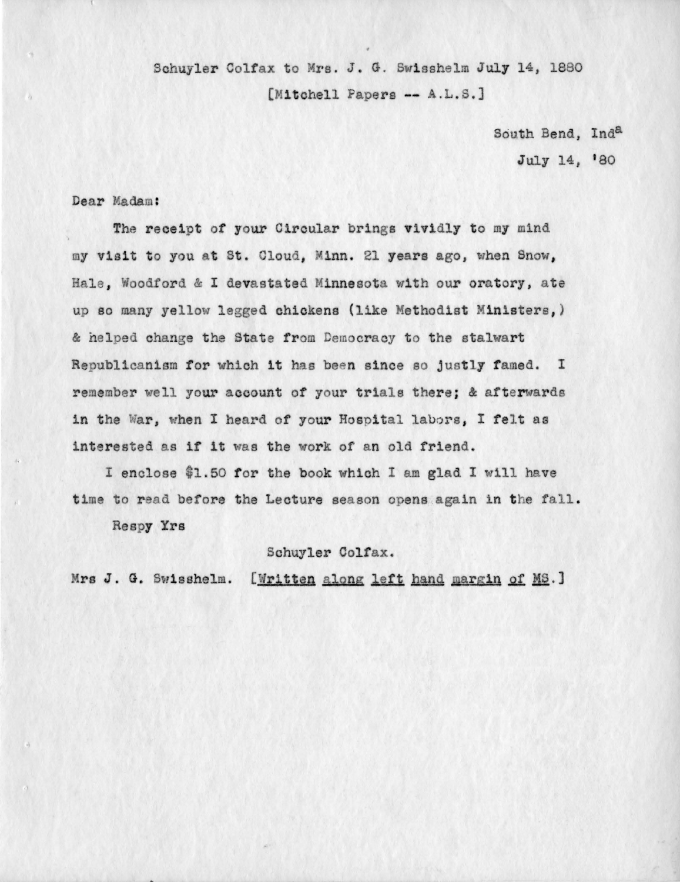Schuyler Colfax to Mrs. J. G. Swisshelm July 14, 1880

[Mitchell Papers -- A.L.S.]

South Bend, Ind[a]

July 14, '80

Dear Madam:

The receipt of your Circular brings vividly to my mind my visit to you at St. Cloud, Minn. 21 years ago, when Snow, Hale, Woodford & I devastated Minnesota with our oratory, ate up so many yellow legged chickens (like Methodist Ministers,) & helped change the State from Democracy to the stalwart Republicanism for which it has been since so justly famed. I remember well your account of your trials there; & afterwards in the War, when I heard of your Hospital labors, I felt as interested as if it was the work of an old friend.

I enclose $1.50 for the book which I am glad I will have time to read before the Lecture season opens again in the fall.

Respy Yrs

Schuyler Colfax.

Mrs J. G. Swisshelm. [*Written along left hand margin of MS.*]